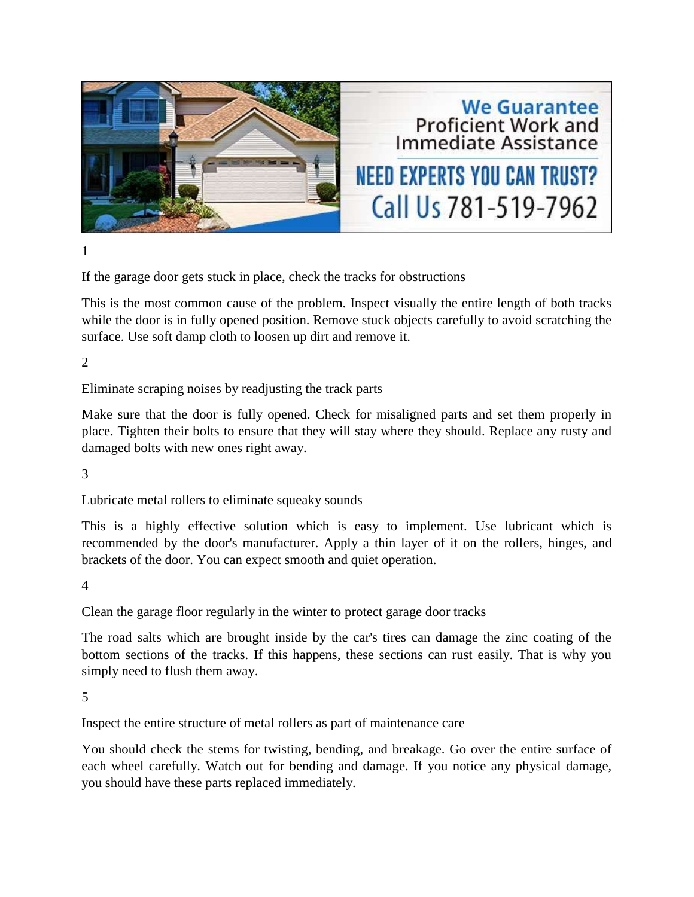We Guarantee Proficient Work and Immediate Assistance

NEED EXPERTS YOU CAN TRUST? Call Us 781-519-7962

1

If the garage door gets stuck in place, check the tracks for obstructions

This is the most common cause of the problem. Inspect visually the entire length of both tracks while the door is in fully opened position. Remove stuck objects carefully to avoid scratching the surface. Use soft damp cloth to loosen up dirt and remove it.

2

Eliminate scraping noises by readjusting the track parts

Make sure that the door is fully opened. Check for misaligned parts and set them properly in place. Tighten their bolts to ensure that they will stay where they should. Replace any rusty and damaged bolts with new ones right away.

3

Lubricate metal rollers to eliminate squeaky sounds

This is a highly effective solution which is easy to implement. Use lubricant which is recommended by the door's manufacturer. Apply a thin layer of it on the rollers, hinges, and brackets of the door. You can expect smooth and quiet operation.

4

Clean the garage floor regularly in the winter to protect garage door tracks

The road salts which are brought inside by the car's tires can damage the zinc coating of the bottom sections of the tracks. If this happens, these sections can rust easily. That is why you simply need to flush them away.

5

Inspect the entire structure of metal rollers as part of maintenance care

You should check the stems for twisting, bending, and breakage. Go over the entire surface of each wheel carefully. Watch out for bending and damage. If you notice any physical damage, you should have these parts replaced immediately.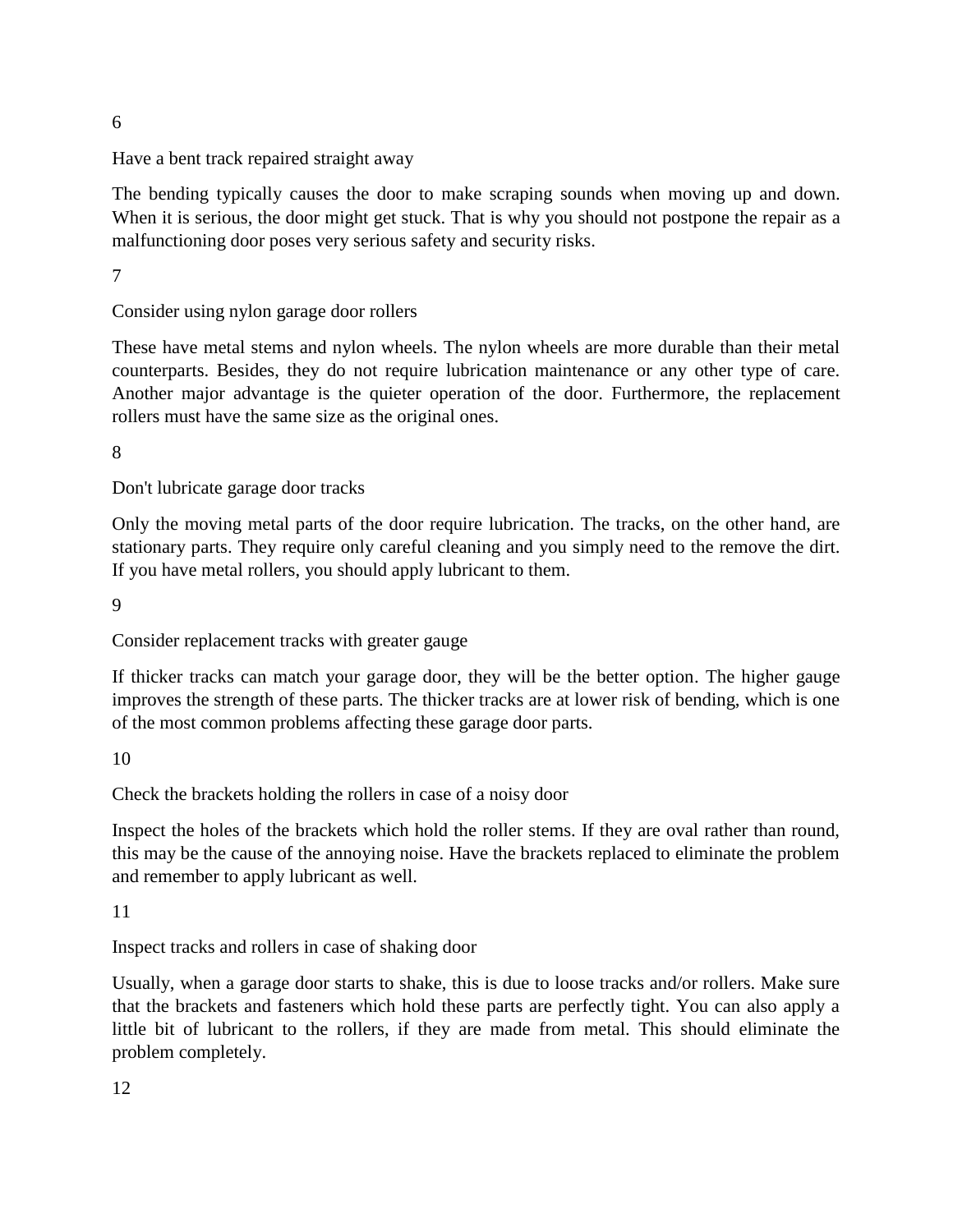6

Have a bent track repaired straight away

The bending typically causes the door to make scraping sounds when moving up and down. When it is serious, the door might get stuck. That is why you should not postpone the repair as a malfunctioning door poses very serious safety and security risks.

7

Consider using nylon garage door rollers

These have metal stems and nylon wheels. The nylon wheels are more durable than their metal counterparts. Besides, they do not require lubrication maintenance or any other type of care. Another major advantage is the quieter operation of the door. Furthermore, the replacement rollers must have the same size as the original ones.

8

Don't lubricate garage door tracks

Only the moving metal parts of the door require lubrication. The tracks, on the other hand, are stationary parts. They require only careful cleaning and you simply need to the remove the dirt. If you have metal rollers, you should apply lubricant to them.

9

Consider replacement tracks with greater gauge

If thicker tracks can match your garage door, they will be the better option. The higher gauge improves the strength of these parts. The thicker tracks are at lower risk of bending, which is one of the most common problems affecting these garage door parts.

10

Check the brackets holding the rollers in case of a noisy door

Inspect the holes of the brackets which hold the roller stems. If they are oval rather than round, this may be the cause of the annoying noise. Have the brackets replaced to eliminate the problem and remember to apply lubricant as well.

11

Inspect tracks and rollers in case of shaking door

Usually, when a garage door starts to shake, this is due to loose tracks and/or rollers. Make sure that the brackets and fasteners which hold these parts are perfectly tight. You can also apply a little bit of lubricant to the rollers, if they are made from metal. This should eliminate the problem completely.

12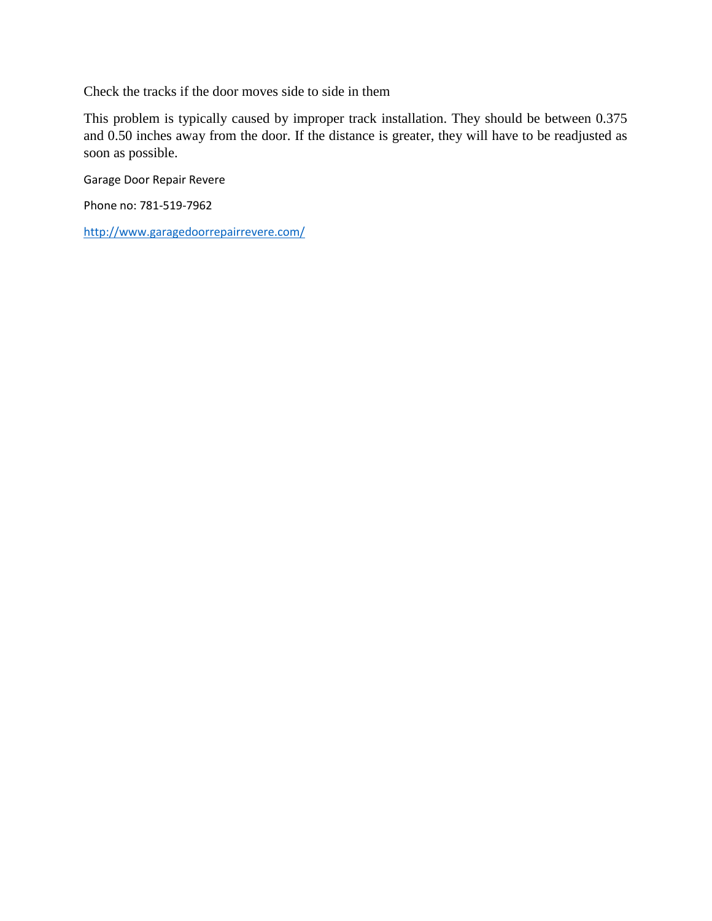Check the tracks if the door moves side to side in them

This problem is typically caused by improper track installation. They should be between 0.375 and 0.50 inches away from the door. If the distance is greater, they will have to be readjusted as soon as possible.

Garage Door Repair Revere

Phone no: 781-519-7962

[http://www.garagedoorrepairrevere.com/](http://www.garagedoorrepairrevere.com/)